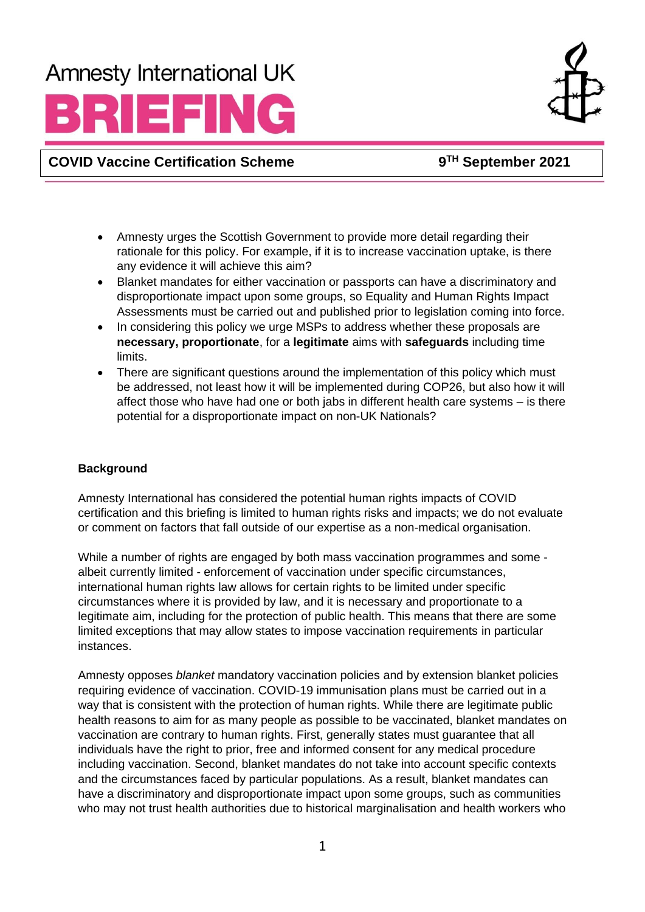# Amnesty International UK

# BRIEFING

**COVID Vaccine Certification Scheme** **9TH September 2021**

- Amnesty urges the Scottish Government to provide more detail regarding their rationale for this policy. For example, if it is to increase vaccination uptake, is there any evidence it will achieve this aim?
- Blanket mandates for either vaccination or passports can have a discriminatory and disproportionate impact upon some groups, so Equality and Human Rights Impact Assessments must be carried out and published prior to legislation coming into force.
- In considering this policy we urge MSPs to address whether these proposals are **necessary, proportionate**, for a **legitimate** aims with **safeguards** including time limits.
- There are significant questions around the implementation of this policy which must be addressed, not least how it will be implemented during COP26, but also how it will affect those who have had one or both jabs in different health care systems – is there potential for a disproportionate impact on non-UK Nationals?

## Background

Amnesty International has considered the potential human rights impacts of COVID certification and this briefing is limited to human rights risks and impacts; we do not evaluate or comment on factors that fall outside of our expertise as a non-medical organisation.

While a number of rights are engaged by both mass vaccination programmes and some - albeit currently limited - enforcement of vaccination under specific circumstances, international human rights law allows for certain rights to be limited under specific circumstances where it is provided by law, and it is necessary and proportionate to a legitimate aim, including for the protection of public health. This means that there are some limited exceptions that may allow states to impose vaccination requirements in particular instances.

Amnesty opposes *blanket* mandatory vaccination policies and by extension blanket policies requiring evidence of vaccination. COVID-19 immunisation plans must be carried out in a way that is consistent with the protection of human rights. While there are legitimate public health reasons to aim for as many people as possible to be vaccinated, blanket mandates on vaccination are contrary to human rights. First, generally states must guarantee that all individuals have the right to prior, free and informed consent for any medical procedure including vaccination. Second, blanket mandates do not take into account specific contexts and the circumstances faced by particular populations. As a result, blanket mandates can have a discriminatory and disproportionate impact upon some groups, such as communities who may not trust health authorities due to historical marginalisation and health workers who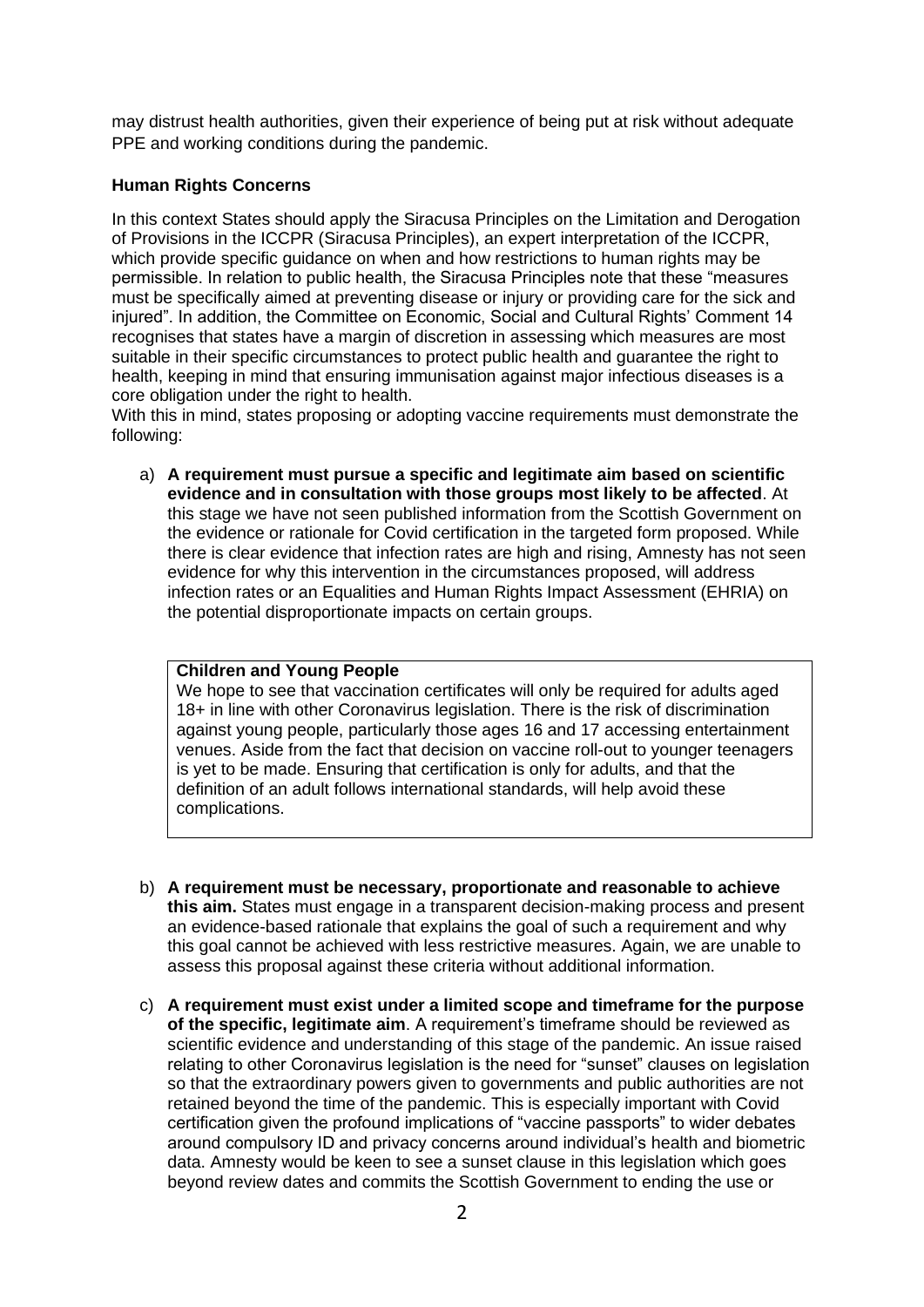may distrust health authorities, given their experience of being put at risk without adequate PPE and working conditions during the pandemic.

**Human Rights Concerns**

In this context States should apply the Siracusa Principles on the Limitation and Derogation of Provisions in the ICCPR (Siracusa Principles), an expert interpretation of the ICCPR, which provide specific guidance on when and how restrictions to human rights may be permissible. In relation to public health, the Siracusa Principles note that these "measures must be specifically aimed at preventing disease or injury or providing care for the sick and injured". In addition, the Committee on Economic, Social and Cultural Rights' Comment 14 recognises that states have a margin of discretion in assessing which measures are most suitable in their specific circumstances to protect public health and guarantee the right to health, keeping in mind that ensuring immunisation against major infectious diseases is a core obligation under the right to health.

With this in mind, states proposing or adopting vaccine requirements must demonstrate the following:

a) **A requirement must pursue a specific and legitimate aim based on scientific evidence and in consultation with those groups most likely to be affected**. At this stage we have not seen published information from the Scottish Government on the evidence or rationale for Covid certification in the targeted form proposed. While there is clear evidence that infection rates are high and rising, Amnesty has not seen evidence for why this intervention in the circumstances proposed, will address infection rates or an Equalities and Human Rights Impact Assessment (EHRIA) on the potential disproportionate impacts on certain groups.

> **Children and Young People**
>
> We hope to see that vaccination certificates will only be required for adults aged 18+ in line with other Coronavirus legislation. There is the risk of discrimination against young people, particularly those ages 16 and 17 accessing entertainment venues. Aside from the fact that decision on vaccine roll-out to younger teenagers is yet to be made. Ensuring that certification is only for adults, and that the definition of an adult follows international standards, will help avoid these complications.

b) **A requirement must be necessary, proportionate and reasonable to achieve this aim.** States must engage in a transparent decision-making process and present an evidence-based rationale that explains the goal of such a requirement and why this goal cannot be achieved with less restrictive measures. Again, we are unable to assess this proposal against these criteria without additional information.

c) **A requirement must exist under a limited scope and timeframe for the purpose of the specific, legitimate aim**. A requirement's timeframe should be reviewed as scientific evidence and understanding of this stage of the pandemic. An issue raised relating to other Coronavirus legislation is the need for "sunset" clauses on legislation so that the extraordinary powers given to governments and public authorities are not retained beyond the time of the pandemic. This is especially important with Covid certification given the profound implications of "vaccine passports" to wider debates around compulsory ID and privacy concerns around individual's health and biometric data. Amnesty would be keen to see a sunset clause in this legislation which goes beyond review dates and commits the Scottish Government to ending the use or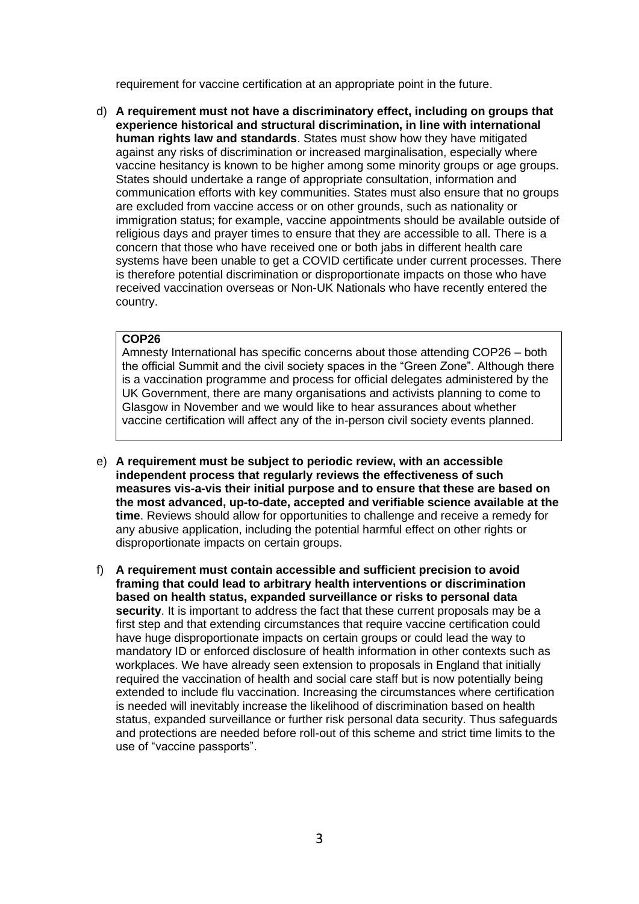requirement for vaccine certification at an appropriate point in the future.

d) **A requirement must not have a discriminatory effect, including on groups that experience historical and structural discrimination, in line with international human rights law and standards**. States must show how they have mitigated against any risks of discrimination or increased marginalisation, especially where vaccine hesitancy is known to be higher among some minority groups or age groups. States should undertake a range of appropriate consultation, information and communication efforts with key communities. States must also ensure that no groups are excluded from vaccine access or on other grounds, such as nationality or immigration status; for example, vaccine appointments should be available outside of religious days and prayer times to ensure that they are accessible to all. There is a concern that those who have received one or both jabs in different health care systems have been unable to get a COVID certificate under current processes. There is therefore potential discrimination or disproportionate impacts on those who have received vaccination overseas or Non-UK Nationals who have recently entered the country.

> **COP26**
> Amnesty International has specific concerns about those attending COP26 – both the official Summit and the civil society spaces in the "Green Zone". Although there is a vaccination programme and process for official delegates administered by the UK Government, there are many organisations and activists planning to come to Glasgow in November and we would like to hear assurances about whether vaccine certification will affect any of the in-person civil society events planned.

e) **A requirement must be subject to periodic review, with an accessible independent process that regularly reviews the effectiveness of such measures vis-a-vis their initial purpose and to ensure that these are based on the most advanced, up-to-date, accepted and verifiable science available at the time**. Reviews should allow for opportunities to challenge and receive a remedy for any abusive application, including the potential harmful effect on other rights or disproportionate impacts on certain groups.

f) **A requirement must contain accessible and sufficient precision to avoid framing that could lead to arbitrary health interventions or discrimination based on health status, expanded surveillance or risks to personal data security**. It is important to address the fact that these current proposals may be a first step and that extending circumstances that require vaccine certification could have huge disproportionate impacts on certain groups or could lead the way to mandatory ID or enforced disclosure of health information in other contexts such as workplaces. We have already seen extension to proposals in England that initially required the vaccination of health and social care staff but is now potentially being extended to include flu vaccination. Increasing the circumstances where certification is needed will inevitably increase the likelihood of discrimination based on health status, expanded surveillance or further risk personal data security. Thus safeguards and protections are needed before roll-out of this scheme and strict time limits to the use of "vaccine passports".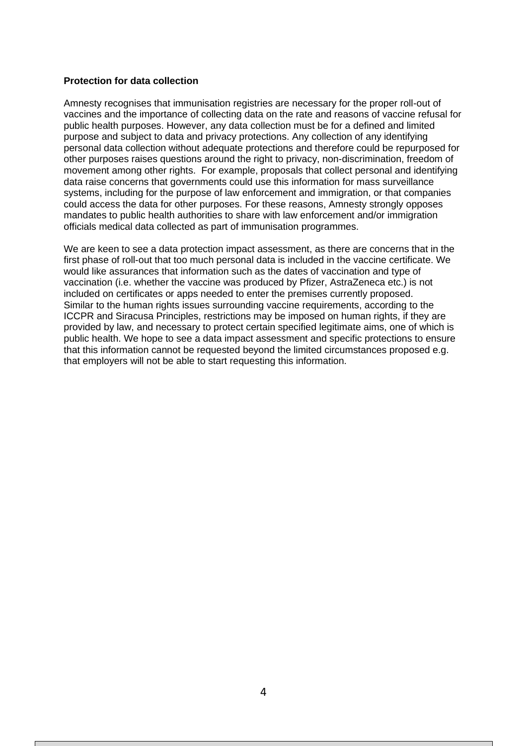**Protection for data collection**

Amnesty recognises that immunisation registries are necessary for the proper roll-out of vaccines and the importance of collecting data on the rate and reasons of vaccine refusal for public health purposes. However, any data collection must be for a defined and limited purpose and subject to data and privacy protections. Any collection of any identifying personal data collection without adequate protections and therefore could be repurposed for other purposes raises questions around the right to privacy, non-discrimination, freedom of movement among other rights. For example, proposals that collect personal and identifying data raise concerns that governments could use this information for mass surveillance systems, including for the purpose of law enforcement and immigration, or that companies could access the data for other purposes. For these reasons, Amnesty strongly opposes mandates to public health authorities to share with law enforcement and/or immigration officials medical data collected as part of immunisation programmes.

We are keen to see a data protection impact assessment, as there are concerns that in the first phase of roll-out that too much personal data is included in the vaccine certificate. We would like assurances that information such as the dates of vaccination and type of vaccination (i.e. whether the vaccine was produced by Pfizer, AstraZeneca etc.) is not included on certificates or apps needed to enter the premises currently proposed. Similar to the human rights issues surrounding vaccine requirements, according to the ICCPR and Siracusa Principles, restrictions may be imposed on human rights, if they are provided by law, and necessary to protect certain specified legitimate aims, one of which is public health. We hope to see a data impact assessment and specific protections to ensure that this information cannot be requested beyond the limited circumstances proposed e.g. that employers will not be able to start requesting this information.